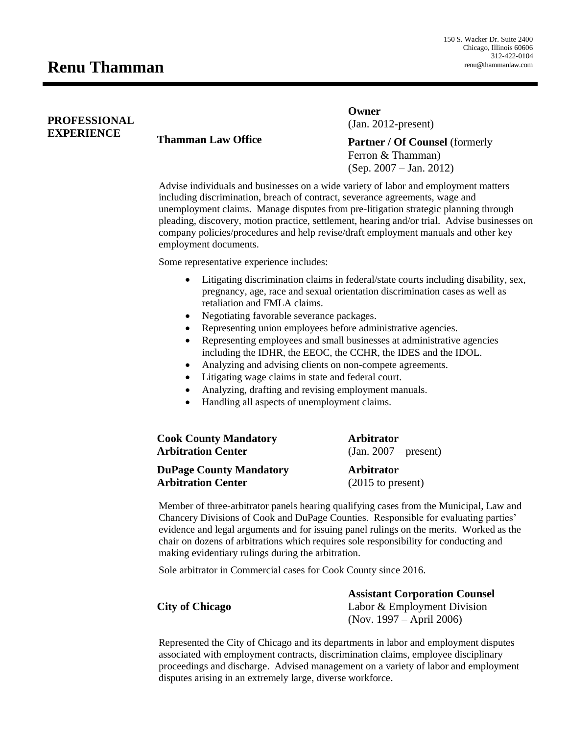# Renu Thamman

150 S. Wacker Dr. Suite 2400
Chicago, Illinois 60606
312-422-0104
renu@thammanlaw.com

## PROFESSIONAL EXPERIENCE

**Thamman Law Office**

**Owner**
(Jan. 2012-present)

**Partner / Of Counsel** (formerly Ferron & Thamman)
(Sep. 2007 – Jan. 2012)

Advise individuals and businesses on a wide variety of labor and employment matters including discrimination, breach of contract, severance agreements, wage and unemployment claims. Manage disputes from pre-litigation strategic planning through pleading, discovery, motion practice, settlement, hearing and/or trial. Advise businesses on company policies/procedures and help revise/draft employment manuals and other key employment documents.

Some representative experience includes:

- Litigating discrimination claims in federal/state courts including disability, sex, pregnancy, age, race and sexual orientation discrimination cases as well as retaliation and FMLA claims.
- Negotiating favorable severance packages.
- Representing union employees before administrative agencies.
- Representing employees and small businesses at administrative agencies including the IDHR, the EEOC, the CCHR, the IDES and the IDOL.
- Analyzing and advising clients on non-compete agreements.
- Litigating wage claims in state and federal court.
- Analyzing, drafting and revising employment manuals.
- Handling all aspects of unemployment claims.

**Cook County Mandatory Arbitration Center**

**Arbitrator**
(Jan. 2007 – present)

**DuPage County Mandatory Arbitration Center**

**Arbitrator**
(2015 to present)

Member of three-arbitrator panels hearing qualifying cases from the Municipal, Law and Chancery Divisions of Cook and DuPage Counties. Responsible for evaluating parties' evidence and legal arguments and for issuing panel rulings on the merits. Worked as the chair on dozens of arbitrations which requires sole responsibility for conducting and making evidentiary rulings during the arbitration.

Sole arbitrator in Commercial cases for Cook County since 2016.

**City of Chicago**

**Assistant Corporation Counsel**
Labor & Employment Division
(Nov. 1997 – April 2006)

Represented the City of Chicago and its departments in labor and employment disputes associated with employment contracts, discrimination claims, employee disciplinary proceedings and discharge. Advised management on a variety of labor and employment disputes arising in an extremely large, diverse workforce.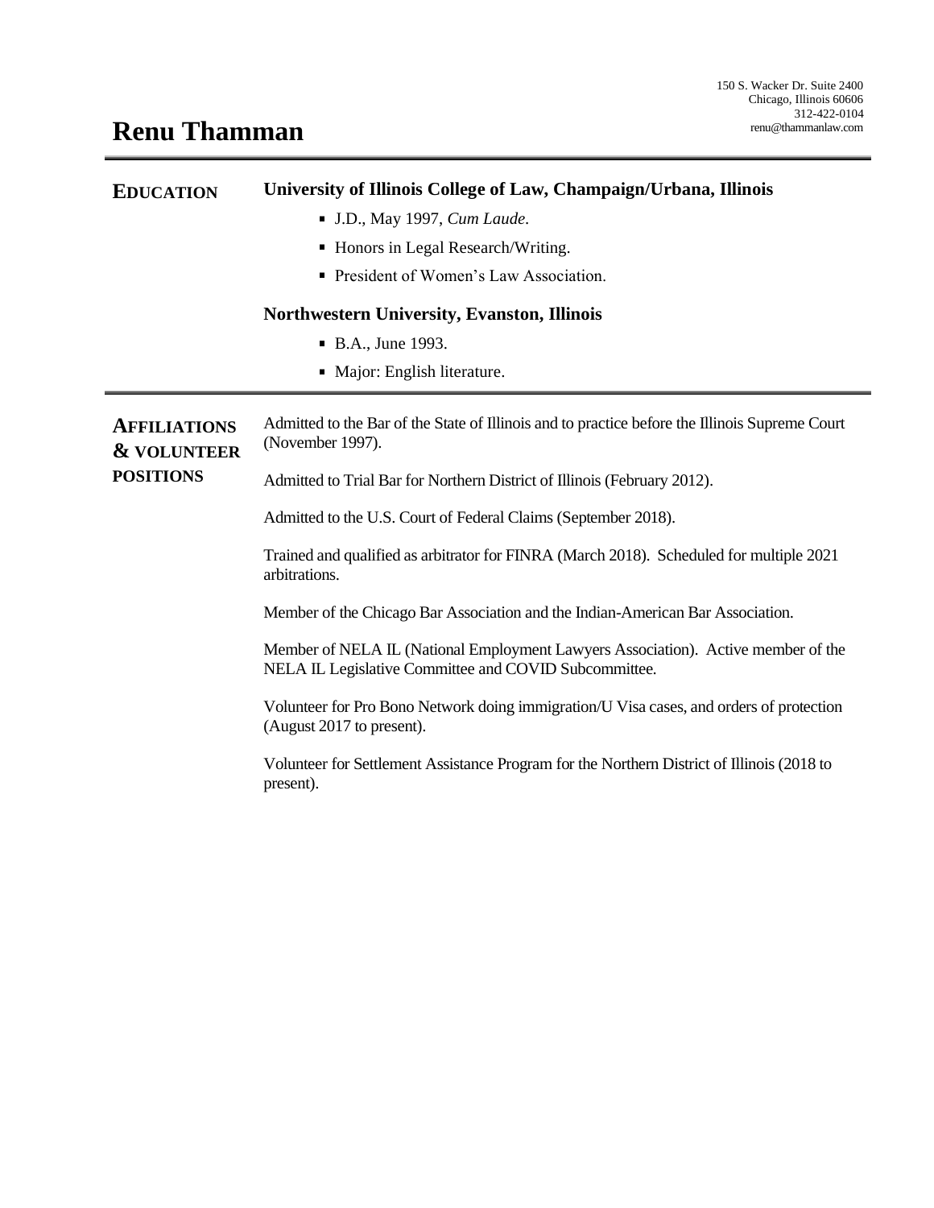150 S. Wacker Dr. Suite 2400
Chicago, Illinois 60606
312-422-0104
renu@thammanlaw.com

# Renu Thamman

## EDUCATION

### University of Illinois College of Law, Champaign/Urbana, Illinois

- J.D., May 1997, *Cum Laude*.
- Honors in Legal Research/Writing.
- President of Women's Law Association.

### Northwestern University, Evanston, Illinois

- B.A., June 1993.
- Major: English literature.

## AFFILIATIONS & VOLUNTEER POSITIONS

Admitted to the Bar of the State of Illinois and to practice before the Illinois Supreme Court (November 1997).

Admitted to Trial Bar for Northern District of Illinois (February 2012).

Admitted to the U.S. Court of Federal Claims (September 2018).

Trained and qualified as arbitrator for FINRA (March 2018). Scheduled for multiple 2021 arbitrations.

Member of the Chicago Bar Association and the Indian-American Bar Association.

Member of NELA IL (National Employment Lawyers Association). Active member of the NELA IL Legislative Committee and COVID Subcommittee.

Volunteer for Pro Bono Network doing immigration/U Visa cases, and orders of protection (August 2017 to present).

Volunteer for Settlement Assistance Program for the Northern District of Illinois (2018 to present).